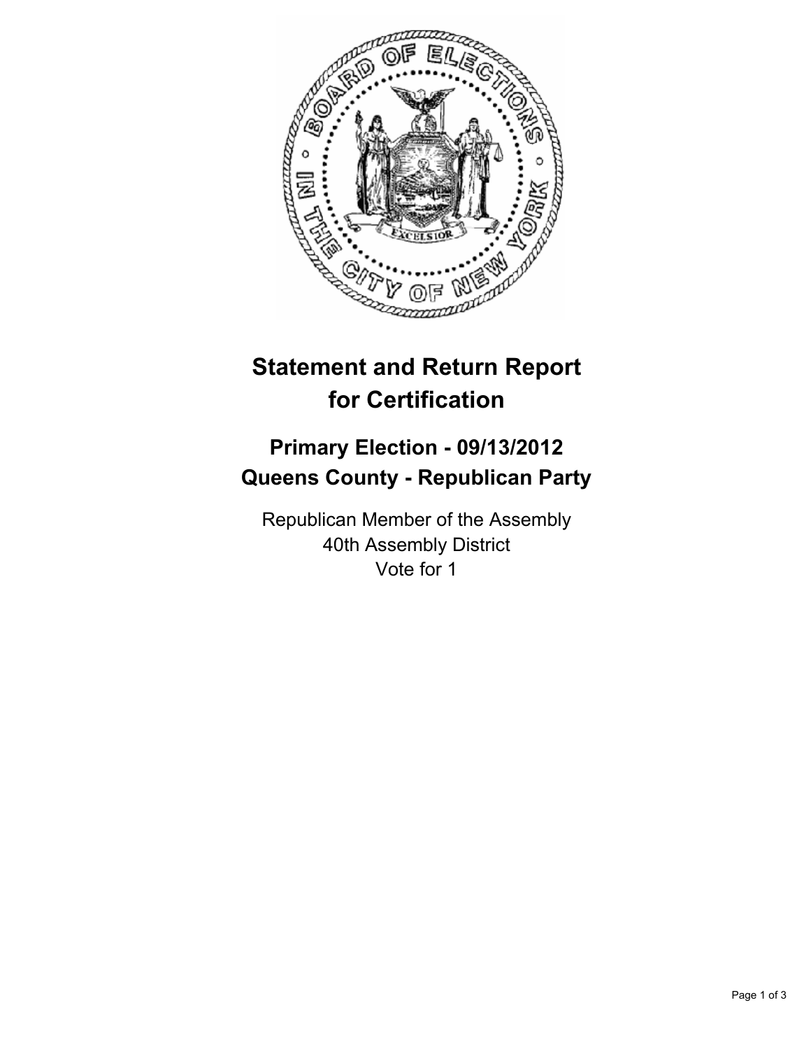# Statement and Return Report for Certification

## Primary Election - 09/13/2012
## Queens County - Republican Party

Republican Member of the Assembly
40th Assembly District
Vote for 1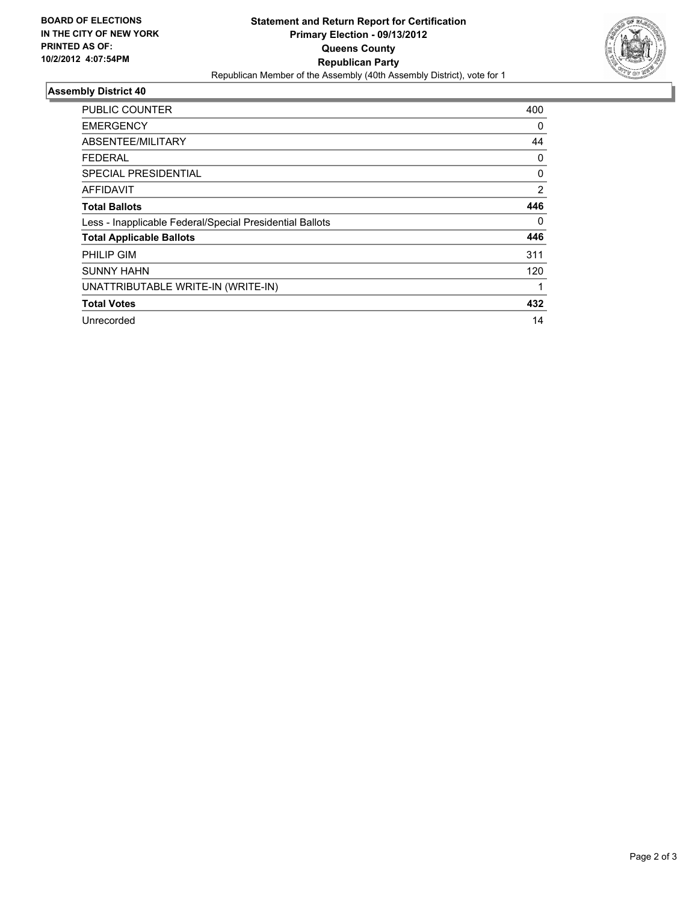**BOARD OF ELECTIONS IN THE CITY OF NEW YORK PRINTED AS OF: 10/2/2012 4:07:54PM**

# Statement and Return Report for Certification
## Primary Election - 09/13/2012
## Queens County
## Republican Party

Republican Member of the Assembly (40th Assembly District), vote for 1

### Assembly District 40

| | |
|---|---|
| PUBLIC COUNTER | 400 |
| EMERGENCY | 0 |
| ABSENTEE/MILITARY | 44 |
| FEDERAL | 0 |
| SPECIAL PRESIDENTIAL | 0 |
| AFFIDAVIT | 2 |
| **Total Ballots** | **446** |
| Less - Inapplicable Federal/Special Presidential Ballots | 0 |
| **Total Applicable Ballots** | **446** |
| PHILIP GIM | 311 |
| SUNNY HAHN | 120 |
| UNATTRIBUTABLE WRITE-IN (WRITE-IN) | 1 |
| **Total Votes** | **432** |
| Unrecorded | 14 |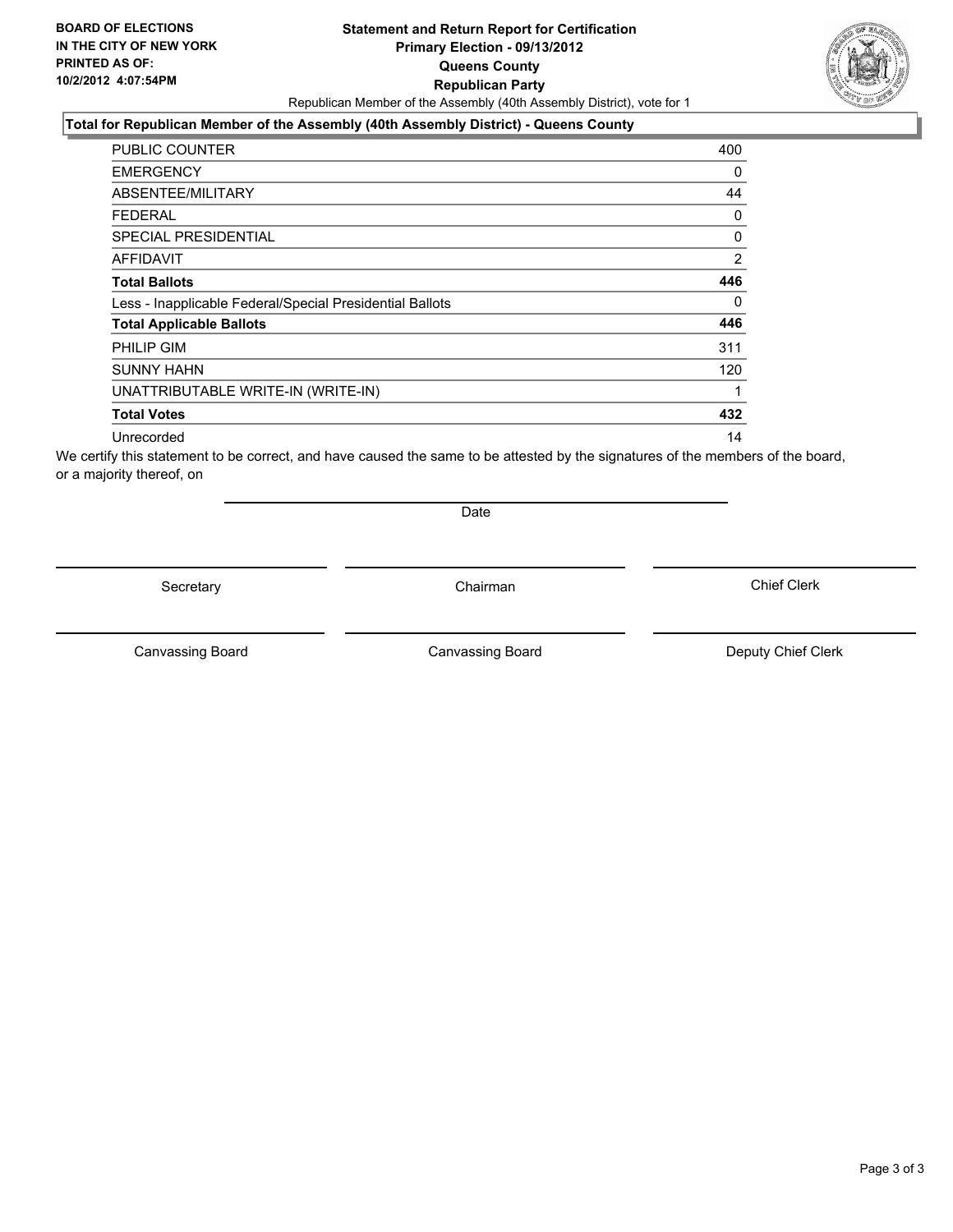**BOARD OF ELECTIONS
IN THE CITY OF NEW YORK
PRINTED AS OF:
10/2/2012 4:07:54PM**

**Statement and Return Report for Certification
Primary Election - 09/13/2012
Queens County
Republican Party**

Republican Member of the Assembly (40th Assembly District), vote for 1

**Total for Republican Member of the Assembly (40th Assembly District) - Queens County**

| | |
|---|---|
| PUBLIC COUNTER | 400 |
| EMERGENCY | 0 |
| ABSENTEE/MILITARY | 44 |
| FEDERAL | 0 |
| SPECIAL PRESIDENTIAL | 0 |
| AFFIDAVIT | 2 |
| **Total Ballots** | **446** |
| Less - Inapplicable Federal/Special Presidential Ballots | 0 |
| **Total Applicable Ballots** | **446** |
| PHILIP GIM | 311 |
| SUNNY HAHN | 120 |
| UNATTRIBUTABLE WRITE-IN (WRITE-IN) | 1 |
| **Total Votes** | **432** |
| Unrecorded | 14 |

We certify this statement to be correct, and have caused the same to be attested by the signatures of the members of the board, or a majority thereof, on

Date

Secretary

Chairman

Chief Clerk

Canvassing Board

Canvassing Board

Deputy Chief Clerk